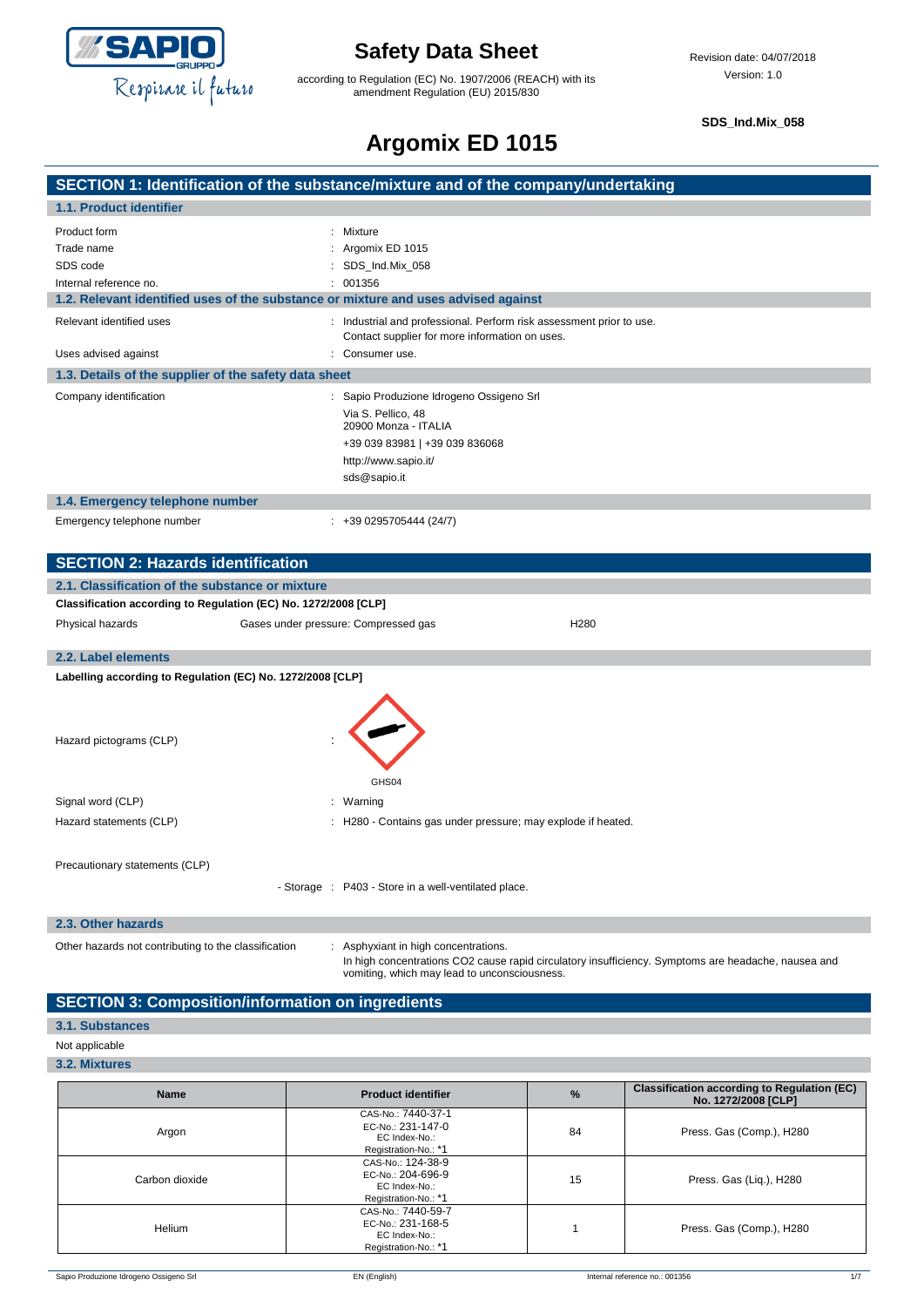# Safety Data Sheet

according to Regulation (EC) No. 1907/2006 (REACH) with its amendment Regulation (EU) 2015/830

Revision date: 04/07/2018
Version: 1.0

**SDS_Ind.Mix_058**

# Argomix ED 1015

## SECTION 1: Identification of the substance/mixture and of the company/undertaking

### 1.1. Product identifier

| | |
|---|---|
| Product form | : Mixture |
| Trade name | : Argomix ED 1015 |
| SDS code | : SDS_Ind.Mix_058 |
| Internal reference no. | : 001356 |

### 1.2. Relevant identified uses of the substance or mixture and uses advised against

| | |
|---|---|
| Relevant identified uses | : Industrial and professional. Perform risk assessment prior to use. Contact supplier for more information on uses. |
| Uses advised against | : Consumer use. |

### 1.3. Details of the supplier of the safety data sheet

Company identification : Sapio Produzione Idrogeno Ossigeno Srl
Via S. Pellico, 48
20900 Monza - ITALIA
+39 039 83981 | +39 039 836068
http://www.sapio.it/
sds@sapio.it

### 1.4. Emergency telephone number

Emergency telephone number : +39 0295705444 (24/7)

## SECTION 2: Hazards identification

### 2.1. Classification of the substance or mixture

**Classification according to Regulation (EC) No. 1272/2008 [CLP]**

| Physical hazards | Gases under pressure: Compressed gas | H280 |
|---|---|---|

### 2.2. Label elements

**Labelling according to Regulation (EC) No. 1272/2008 [CLP]**

Hazard pictograms (CLP) :

GHS04

| | |
|---|---|
| Signal word (CLP) | : Warning |
| Hazard statements (CLP) | : H280 - Contains gas under pressure; may explode if heated. |

Precautionary statements (CLP)

- Storage : P403 - Store in a well-ventilated place.

### 2.3. Other hazards

Other hazards not contributing to the classification : Asphyxiant in high concentrations.
In high concentrations $CO_2$ cause rapid circulatory insufficiency. Symptoms are headache, nausea and vomiting, which may lead to unconsciousness.

## SECTION 3: Composition/information on ingredients

### 3.1. Substances

Not applicable

### 3.2. Mixtures

| Name | Product identifier | % | Classification according to Regulation (EC) No. 1272/2008 [CLP] |
|---|---|---|---|
| Argon | CAS-No.: 7440-37-1<br>EC-No.: 231-147-0<br>EC Index-No.:<br>Registration-No.: *1 | 84 | Press. Gas (Comp.), H280 |
| Carbon dioxide | CAS-No.: 124-38-9<br>EC-No.: 204-696-9<br>EC Index-No.:<br>Registration-No.: *1 | 15 | Press. Gas (Liq.), H280 |
| Helium | CAS-No.: 7440-59-7<br>EC-No.: 231-168-5<br>EC Index-No.:<br>Registration-No.: *1 | 1 | Press. Gas (Comp.), H280 |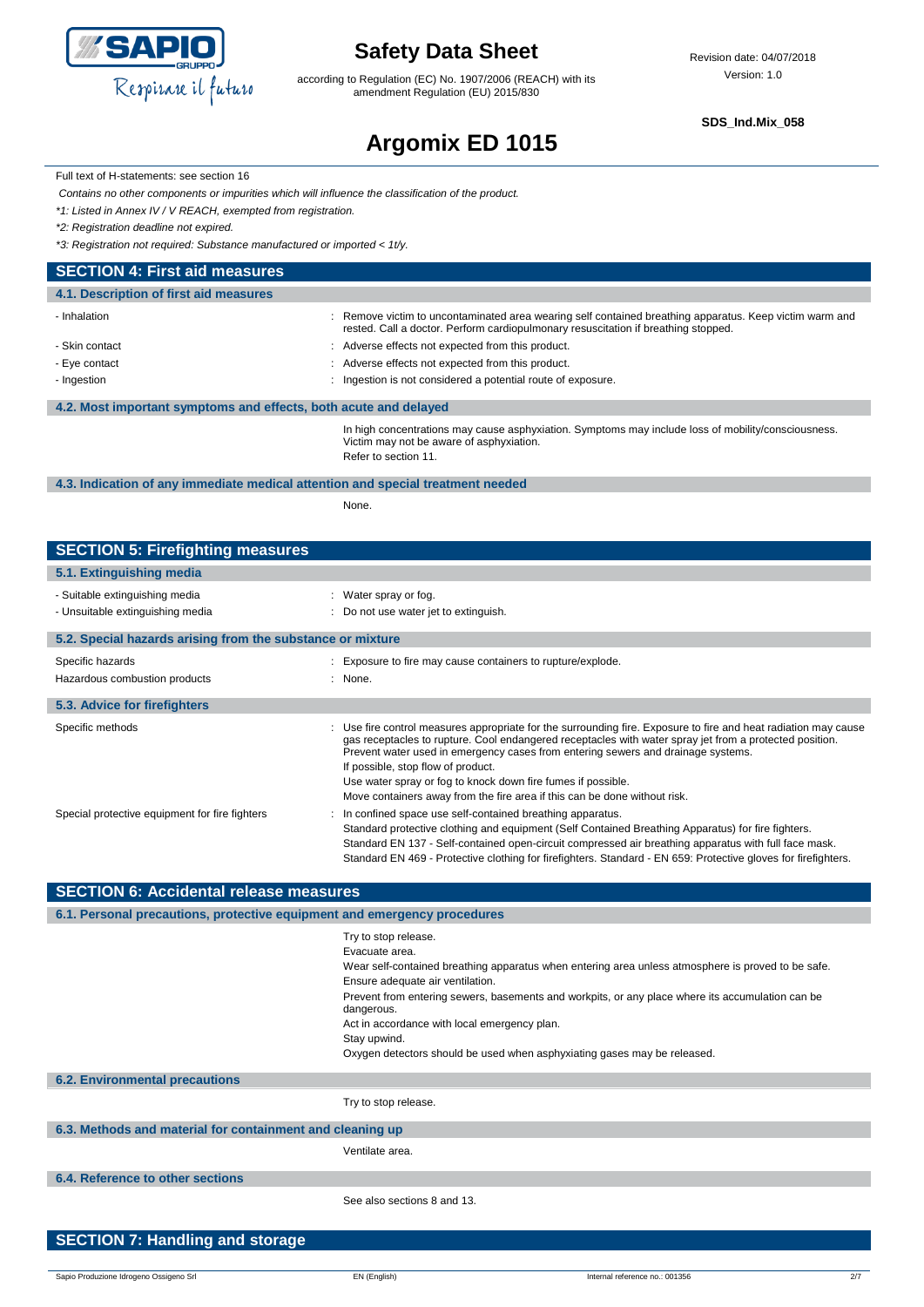Full text of H-statements: see section 16

*Contains no other components or impurities which will influence the classification of the product.*

**1: Listed in Annex IV / V REACH, exempted from registration.*

**2: Registration deadline not expired.*

**3: Registration not required: Substance manufactured or imported < 1t/y.*

## SECTION 4: First aid measures

### 4.1. Description of first aid measures

- Inhalation : Remove victim to uncontaminated area wearing self contained breathing apparatus. Keep victim warm and rested. Call a doctor. Perform cardiopulmonary resuscitation if breathing stopped.
- Skin contact : Adverse effects not expected from this product.
- Eye contact : Adverse effects not expected from this product.
- Ingestion : Ingestion is not considered a potential route of exposure.

### 4.2. Most important symptoms and effects, both acute and delayed

In high concentrations may cause asphyxiation. Symptoms may include loss of mobility/consciousness. Victim may not be aware of asphyxiation.

Refer to section 11.

### 4.3. Indication of any immediate medical attention and special treatment needed

None.

## SECTION 5: Firefighting measures

### 5.1. Extinguishing media

- Suitable extinguishing media : Water spray or fog.
- Unsuitable extinguishing media : Do not use water jet to extinguish.

### 5.2. Special hazards arising from the substance or mixture

Specific hazards : Exposure to fire may cause containers to rupture/explode.

Hazardous combustion products : None.

### 5.3. Advice for firefighters

Specific methods : Use fire control measures appropriate for the surrounding fire. Exposure to fire and heat radiation may cause gas receptacles to rupture. Cool endangered receptacles with water spray jet from a protected position. Prevent water used in emergency cases from entering sewers and drainage systems.

If possible, stop flow of product.

Use water spray or fog to knock down fire fumes if possible.

Move containers away from the fire area if this can be done without risk.

Special protective equipment for fire fighters : In confined space use self-contained breathing apparatus.

Standard protective clothing and equipment (Self Contained Breathing Apparatus) for fire fighters.

Standard EN 137 - Self-contained open-circuit compressed air breathing apparatus with full face mask.

Standard EN 469 - Protective clothing for firefighters. Standard - EN 659: Protective gloves for firefighters.

## SECTION 6: Accidental release measures

### 6.1. Personal precautions, protective equipment and emergency procedures

Try to stop release.

Evacuate area.

Wear self-contained breathing apparatus when entering area unless atmosphere is proved to be safe.

Ensure adequate air ventilation.

Prevent from entering sewers, basements and workpits, or any place where its accumulation can be dangerous.

Act in accordance with local emergency plan.

Stay upwind.

Oxygen detectors should be used when asphyxiating gases may be released.

### 6.2. Environmental precautions

Try to stop release.

### 6.3. Methods and material for containment and cleaning up

Ventilate area.

### 6.4. Reference to other sections

See also sections 8 and 13.

## SECTION 7: Handling and storage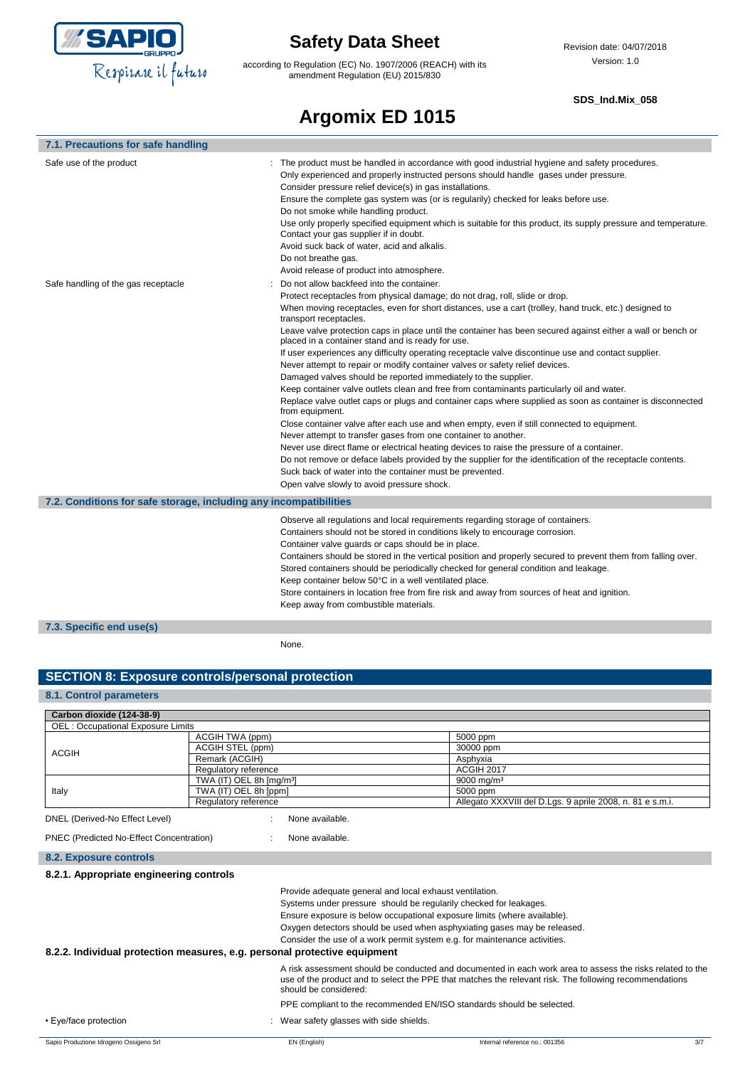### 7.1. Precautions for safe handling

Safe use of the product : The product must be handled in accordance with good industrial hygiene and safety procedures.
Only experienced and properly instructed persons should handle gases under pressure.
Consider pressure relief device(s) in gas installations.
Ensure the complete gas system was (or is regularily) checked for leaks before use.
Do not smoke while handling product.
Use only properly specified equipment which is suitable for this product, its supply pressure and temperature. Contact your gas supplier if in doubt.
Avoid suck back of water, acid and alkalis.
Do not breathe gas.
Avoid release of product into atmosphere.

Safe handling of the gas receptacle : Do not allow backfeed into the container.
Protect receptacles from physical damage; do not drag, roll, slide or drop.
When moving receptacles, even for short distances, use a cart (trolley, hand truck, etc.) designed to transport receptacles.
Leave valve protection caps in place until the container has been secured against either a wall or bench or placed in a container stand and is ready for use.
If user experiences any difficulty operating receptacle valve discontinue use and contact supplier.
Never attempt to repair or modify container valves or safety relief devices.
Damaged valves should be reported immediately to the supplier.
Keep container valve outlets clean and free from contaminants particularly oil and water.
Replace valve outlet caps or plugs and container caps where supplied as soon as container is disconnected from equipment.
Close container valve after each use and when empty, even if still connected to equipment.
Never attempt to transfer gases from one container to another.
Never use direct flame or electrical heating devices to raise the pressure of a container.
Do not remove or deface labels provided by the supplier for the identification of the receptacle contents.
Suck back of water into the container must be prevented.
Open valve slowly to avoid pressure shock.

### 7.2. Conditions for safe storage, including any incompatibilities

Observe all regulations and local requirements regarding storage of containers.
Containers should not be stored in conditions likely to encourage corrosion.
Container valve guards or caps should be in place.
Containers should be stored in the vertical position and properly secured to prevent them from falling over.
Stored containers should be periodically checked for general condition and leakage.
Keep container below 50°C in a well ventilated place.
Store containers in location free from fire risk and away from sources of heat and ignition.
Keep away from combustible materials.

### 7.3. Specific end use(s)

None.

## SECTION 8: Exposure controls/personal protection

### 8.1. Control parameters

| Carbon dioxide (124-38-9) | | |
|---|---|---|
| OEL : Occupational Exposure Limits | | |
| ACGIH | ACGIH TWA (ppm) | 5000 ppm |
| | ACGIH STEL (ppm) | 30000 ppm |
| | Remark (ACGIH) | Asphyxia |
| | Regulatory reference | ACGIH 2017 |
| Italy | TWA (IT) OEL 8h [mg/m³] | 9000 mg/m³ |
| | TWA (IT) OEL 8h [ppm] | 5000 ppm |
| | Regulatory reference | Allegato XXXVIII del D.Lgs. 9 aprile 2008, n. 81 e s.m.i. |

DNEL (Derived-No Effect Level) : None available.

PNEC (Predicted No-Effect Concentration) : None available.

### 8.2. Exposure controls

#### 8.2.1. Appropriate engineering controls

Provide adequate general and local exhaust ventilation.
Systems under pressure should be regularily checked for leakages.
Ensure exposure is below occupational exposure limits (where available).
Oxygen detectors should be used when asphyxiating gases may be released.
Consider the use of a work permit system e.g. for maintenance activities.

#### 8.2.2. Individual protection measures, e.g. personal protective equipment

A risk assessment should be conducted and documented in each work area to assess the risks related to the use of the product and to select the PPE that matches the relevant risk. The following recommendations should be considered:

PPE compliant to the recommended EN/ISO standards should be selected.

• Eye/face protection : Wear safety glasses with side shields.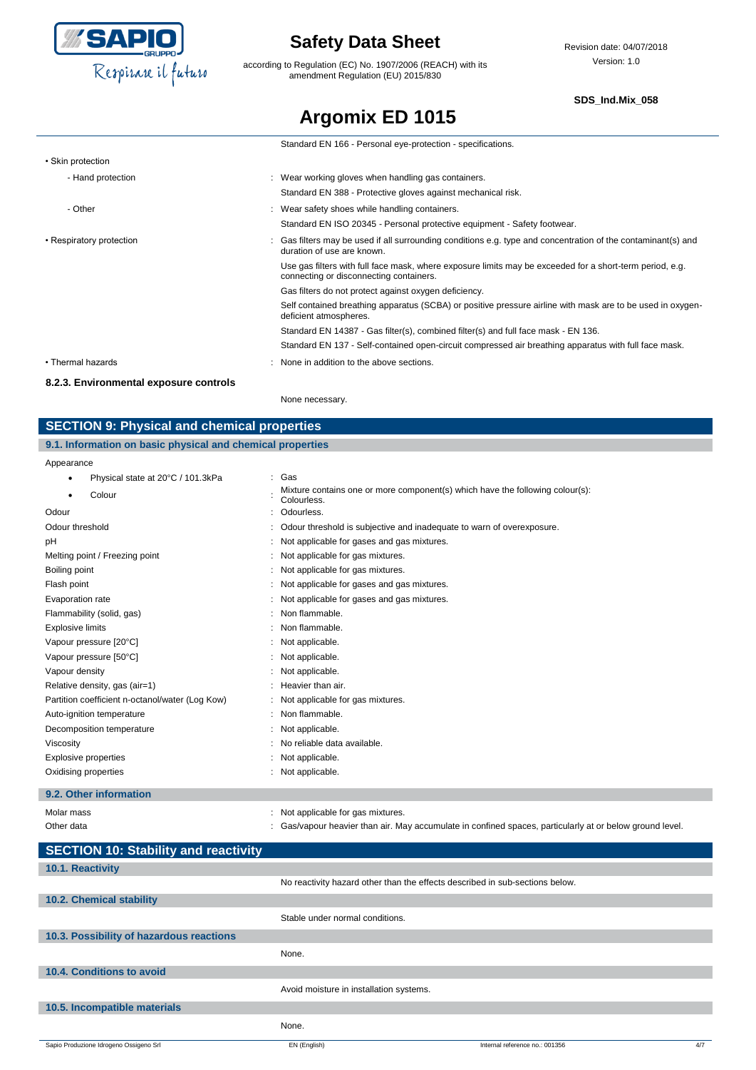Standard EN 166 - Personal eye-protection - specifications.

| | |
|---|---|
| • Skin protection | |
| - Hand protection | : Wear working gloves when handling gas containers. |
| | Standard EN 388 - Protective gloves against mechanical risk. |
| - Other | : Wear safety shoes while handling containers. |
| | Standard EN ISO 20345 - Personal protective equipment - Safety footwear. |
| • Respiratory protection | : Gas filters may be used if all surrounding conditions e.g. type and concentration of the contaminant(s) and duration of use are known. |
| | Use gas filters with full face mask, where exposure limits may be exceeded for a short-term period, e.g. connecting or disconnecting containers. |
| | Gas filters do not protect against oxygen deficiency. |
| | Self contained breathing apparatus (SCBA) or positive pressure airline with mask are to be used in oxygen-deficient atmospheres. |
| | Standard EN 14387 - Gas filter(s), combined filter(s) and full face mask - EN 136. |
| | Standard EN 137 - Self-contained open-circuit compressed air breathing apparatus with full face mask. |
| • Thermal hazards | : None in addition to the above sections. |

#### 8.2.3. Environmental exposure controls

None necessary.

## SECTION 9: Physical and chemical properties

### 9.1. Information on basic physical and chemical properties

| | |
|---|---|
| Appearance | |
| • Physical state at 20°C / 101.3kPa | : Gas |
| • Colour | : Mixture contains one or more component(s) which have the following colour(s): Colourless. |
| Odour | : Odourless. |
| Odour threshold | : Odour threshold is subjective and inadequate to warn of overexposure. |
| pH | : Not applicable for gases and gas mixtures. |
| Melting point / Freezing point | : Not applicable for gas mixtures. |
| Boiling point | : Not applicable for gas mixtures. |
| Flash point | : Not applicable for gases and gas mixtures. |
| Evaporation rate | : Not applicable for gases and gas mixtures. |
| Flammability (solid, gas) | : Non flammable. |
| Explosive limits | : Non flammable. |
| Vapour pressure [20°C] | : Not applicable. |
| Vapour pressure [50°C] | : Not applicable. |
| Vapour density | : Not applicable. |
| Relative density, gas (air=1) | : Heavier than air. |
| Partition coefficient n-octanol/water (Log Kow) | : Not applicable for gas mixtures. |
| Auto-ignition temperature | : Non flammable. |
| Decomposition temperature | : Not applicable. |
| Viscosity | : No reliable data available. |
| Explosive properties | : Not applicable. |
| Oxidising properties | : Not applicable. |

### 9.2. Other information

| | |
|---|---|
| Molar mass | : Not applicable for gas mixtures. |
| Other data | : Gas/vapour heavier than air. May accumulate in confined spaces, particularly at or below ground level. |

## SECTION 10: Stability and reactivity

### 10.1. Reactivity

No reactivity hazard other than the effects described in sub-sections below.

### 10.2. Chemical stability

Stable under normal conditions.

### 10.3. Possibility of hazardous reactions

None.

### 10.4. Conditions to avoid

Avoid moisture in installation systems.

### 10.5. Incompatible materials

None.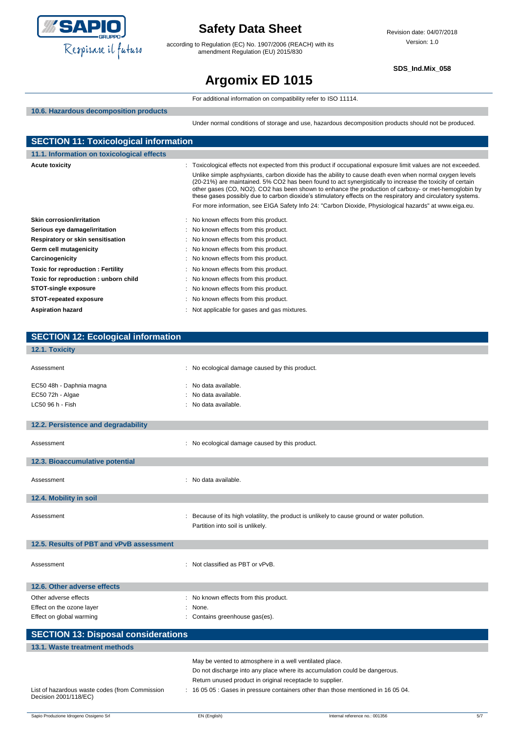For additional information on compatibility refer to ISO 11114.

### 10.6. Hazardous decomposition products

Under normal conditions of storage and use, hazardous decomposition products should not be produced.

## SECTION 11: Toxicological information

### 11.1. Information on toxicological effects

**Acute toxicity** : Toxicological effects not expected from this product if occupational exposure limit values are not exceeded.

Unlike simple asphyxiants, carbon dioxide has the ability to cause death even when normal oxygen levels (20-21%) are maintained. 5% $CO_2$ has been found to act synergistically to increase the toxicity of certain other gases (CO, $NO_2$). $CO_2$ has been shown to enhance the production of carboxy- or met-hemoglobin by these gases possibly due to carbon dioxide's stimulatory effects on the respiratory and circulatory systems.

For more information, see EIGA Safety Info 24: "Carbon Dioxide, Physiological hazards" at www.eiga.eu.

| | |
|---|---|
| **Skin corrosion/irritation** | : No known effects from this product. |
| **Serious eye damage/irritation** | : No known effects from this product. |
| **Respiratory or skin sensitisation** | : No known effects from this product. |
| **Germ cell mutagenicity** | : No known effects from this product. |
| **Carcinogenicity** | : No known effects from this product. |
| **Toxic for reproduction : Fertility** | : No known effects from this product. |
| **Toxic for reproduction : unborn child** | : No known effects from this product. |
| **STOT-single exposure** | : No known effects from this product. |
| **STOT-repeated exposure** | : No known effects from this product. |
| **Aspiration hazard** | : Not applicable for gases and gas mixtures. |

## SECTION 12: Ecological information

### 12.1. Toxicity

| | |
|---|---|
| Assessment | : No ecological damage caused by this product. |
| EC50 48h - Daphnia magna | : No data available. |
| EC50 72h - Algae | : No data available. |
| LC50 96 h - Fish | : No data available. |

### 12.2. Persistence and degradability

Assessment : No ecological damage caused by this product.

### 12.3. Bioaccumulative potential

Assessment : No data available.

### 12.4. Mobility in soil

Assessment : Because of its high volatility, the product is unlikely to cause ground or water pollution. Partition into soil is unlikely.

### 12.5. Results of PBT and vPvB assessment

Assessment : Not classified as PBT or vPvB.

### 12.6. Other adverse effects

| | |
|---|---|
| Other adverse effects | : No known effects from this product. |
| Effect on the ozone layer | : None. |
| Effect on global warming | : Contains greenhouse gas(es). |

## SECTION 13: Disposal considerations

### 13.1. Waste treatment methods

May be vented to atmosphere in a well ventilated place.

Do not discharge into any place where its accumulation could be dangerous.

Return unused product in original receptacle to supplier.

List of hazardous waste codes (from Commission Decision 2001/118/EC) : 16 05 05 : Gases in pressure containers other than those mentioned in 16 05 04.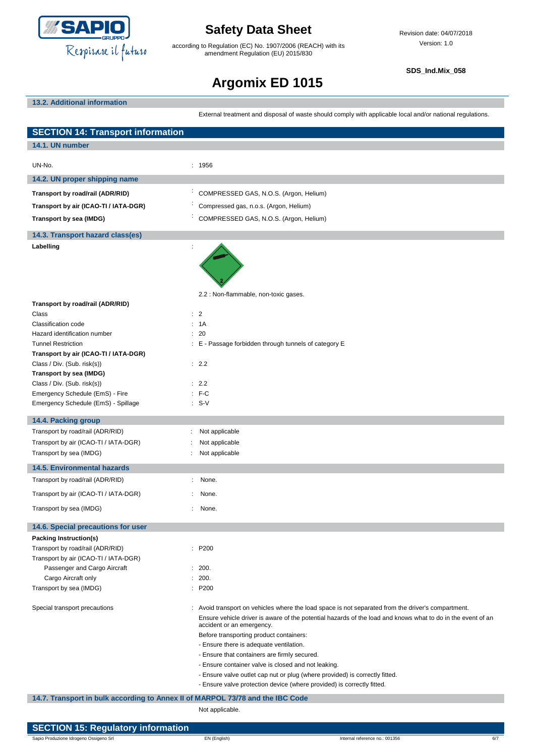### 13.2. Additional information

External treatment and disposal of waste should comply with applicable local and/or national regulations.

## SECTION 14: Transport information

### 14.1. UN number

| | |
|---|---|
| UN-No. | : 1956 |

### 14.2. UN proper shipping name

| | |
|---|---|
| **Transport by road/rail (ADR/RID)** | : COMPRESSED GAS, N.O.S. (Argon, Helium) |
| **Transport by air (ICAO-TI / IATA-DGR)** | : Compressed gas, n.o.s. (Argon, Helium) |
| **Transport by sea (IMDG)** | : COMPRESSED GAS, N.O.S. (Argon, Helium) |

### 14.3. Transport hazard class(es)

**Labelling** :

2.2 : Non-flammable, non-toxic gases.

| | |
|---|---|
| **Transport by road/rail (ADR/RID)** | |
| Class | : 2 |
| Classification code | : 1A |
| Hazard identification number | : 20 |
| Tunnel Restriction | : E - Passage forbidden through tunnels of category E |
| **Transport by air (ICAO-TI / IATA-DGR)** | |
| Class / Div. (Sub. risk(s)) | : 2.2 |
| **Transport by sea (IMDG)** | |
| Class / Div. (Sub. risk(s)) | : 2.2 |
| Emergency Schedule (EmS) - Fire | : F-C |
| Emergency Schedule (EmS) - Spillage | : S-V |

### 14.4. Packing group

| | |
|---|---|
| Transport by road/rail (ADR/RID) | : Not applicable |
| Transport by air (ICAO-TI / IATA-DGR) | : Not applicable |
| Transport by sea (IMDG) | : Not applicable |

### 14.5. Environmental hazards

| | |
|---|---|
| Transport by road/rail (ADR/RID) | : None. |
| Transport by air (ICAO-TI / IATA-DGR) | : None. |
| Transport by sea (IMDG) | : None. |

### 14.6. Special precautions for user

| | |
|---|---|
| **Packing Instruction(s)** | |
| Transport by road/rail (ADR/RID) | : P200 |
| Transport by air (ICAO-TI / IATA-DGR) | |
| Passenger and Cargo Aircraft | : 200. |
| Cargo Aircraft only | : 200. |
| Transport by sea (IMDG) | : P200 |

Special transport precautions : Avoid transport on vehicles where the load space is not separated from the driver's compartment.

Ensure vehicle driver is aware of the potential hazards of the load and knows what to do in the event of an accident or an emergency.

Before transporting product containers:

- Ensure there is adequate ventilation.
- Ensure that containers are firmly secured.
- Ensure container valve is closed and not leaking.
- Ensure valve outlet cap nut or plug (where provided) is correctly fitted.
- Ensure valve protection device (where provided) is correctly fitted.

### 14.7. Transport in bulk according to Annex II of MARPOL 73/78 and the IBC Code

Not applicable.

## SECTION 15: Regulatory information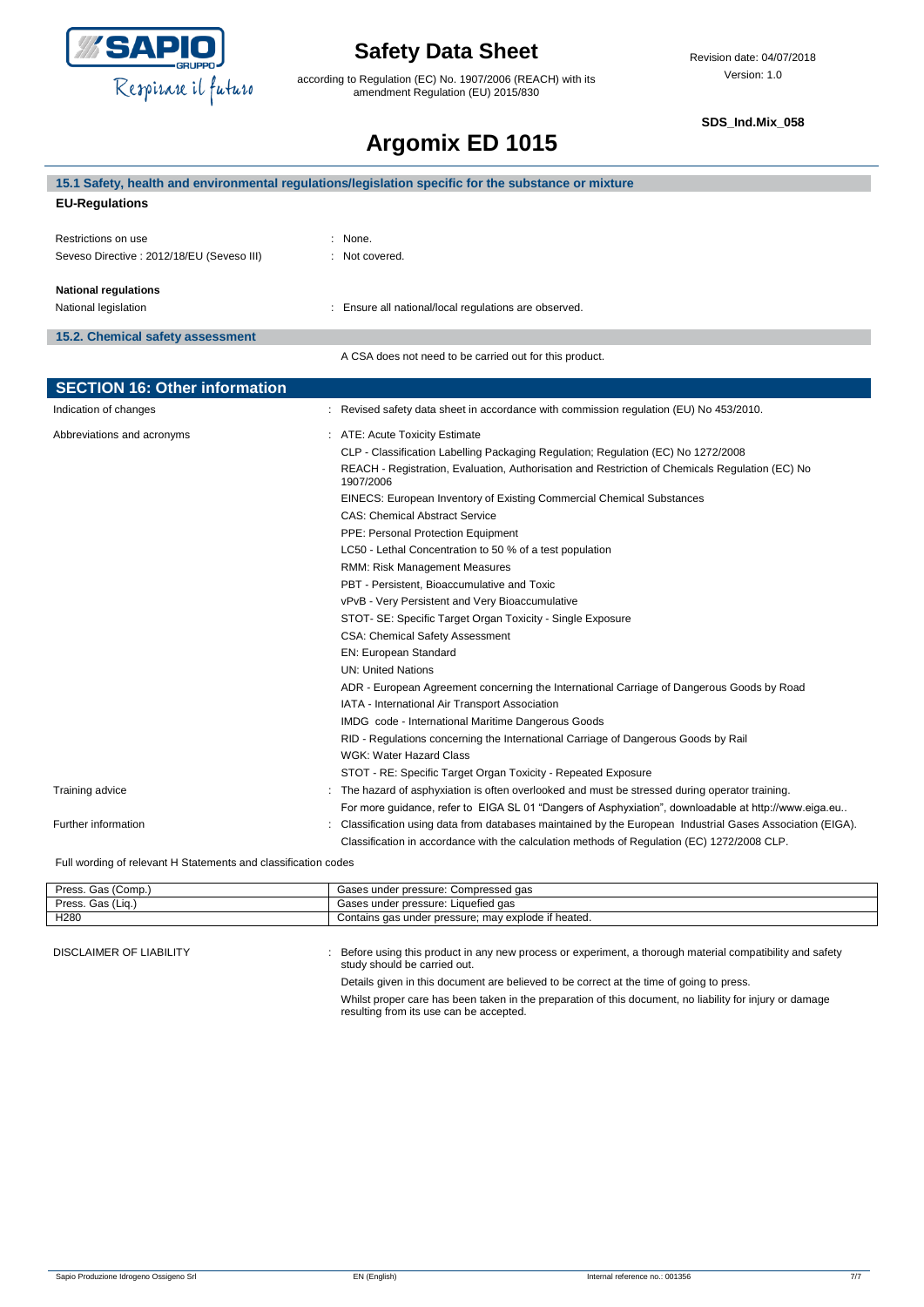#### 15.1 Safety, health and environmental regulations/legislation specific for the substance or mixture

**EU-Regulations**

Restrictions on use : None.

Seveso Directive : 2012/18/EU (Seveso III) : Not covered.

**National regulations**

National legislation : Ensure all national/local regulations are observed.

#### 15.2. Chemical safety assessment

A CSA does not need to be carried out for this product.

## SECTION 16: Other information

Indication of changes : Revised safety data sheet in accordance with commission regulation (EU) No 453/2010.

Abbreviations and acronyms :
- ATE: Acute Toxicity Estimate
- CLP - Classification Labelling Packaging Regulation; Regulation (EC) No 1272/2008
- REACH - Registration, Evaluation, Authorisation and Restriction of Chemicals Regulation (EC) No 1907/2006
- EINECS: European Inventory of Existing Commercial Chemical Substances
- CAS: Chemical Abstract Service
- PPE: Personal Protection Equipment
- LC50 - Lethal Concentration to 50 % of a test population
- RMM: Risk Management Measures
- PBT - Persistent, Bioaccumulative and Toxic
- vPvB - Very Persistent and Very Bioaccumulative
- STOT- SE: Specific Target Organ Toxicity - Single Exposure
- CSA: Chemical Safety Assessment
- EN: European Standard
- UN: United Nations
- ADR - European Agreement concerning the International Carriage of Dangerous Goods by Road
- IATA - International Air Transport Association
- IMDG code - International Maritime Dangerous Goods
- RID - Regulations concerning the International Carriage of Dangerous Goods by Rail
- WGK: Water Hazard Class
- STOT - RE: Specific Target Organ Toxicity - Repeated Exposure

Training advice : The hazard of asphyxiation is often overlooked and must be stressed during operator training.
For more guidance, refer to EIGA SL 01 "Dangers of Asphyxiation", downloadable at http://www.eiga.eu..

Further information : Classification using data from databases maintained by the European Industrial Gases Association (EIGA).
Classification in accordance with the calculation methods of Regulation (EC) 1272/2008 CLP.

Full wording of relevant H Statements and classification codes

| | |
|---|---|
| Press. Gas (Comp.) | Gases under pressure: Compressed gas |
| Press. Gas (Liq.) | Gases under pressure: Liquefied gas |
| H280 | Contains gas under pressure; may explode if heated. |

DISCLAIMER OF LIABILITY : Before using this product in any new process or experiment, a thorough material compatibility and safety study should be carried out.
Details given in this document are believed to be correct at the time of going to press.
Whilst proper care has been taken in the preparation of this document, no liability for injury or damage resulting from its use can be accepted.